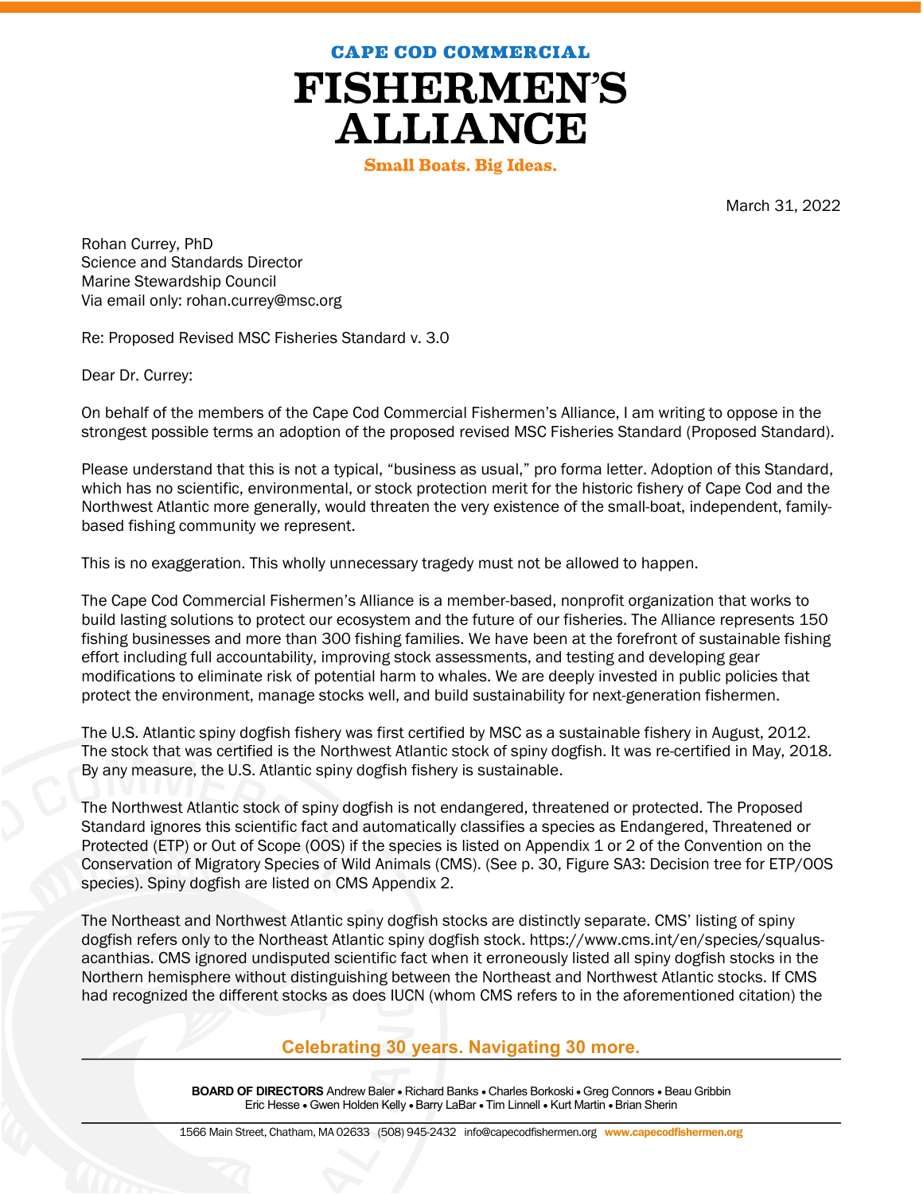# CAPE COD COMMERCIAL FISHERMEN'S ALLIANCE

**Small Boats. Big Ideas.**

March 31, 2022

Rohan Currey, PhD
Science and Standards Director
Marine Stewardship Council
Via email only: rohan.currey@msc.org

Re: Proposed Revised MSC Fisheries Standard v. 3.0

Dear Dr. Currey:

On behalf of the members of the Cape Cod Commercial Fishermen's Alliance, I am writing to oppose in the strongest possible terms an adoption of the proposed revised MSC Fisheries Standard (Proposed Standard).

Please understand that this is not a typical, "business as usual," pro forma letter. Adoption of this Standard, which has no scientific, environmental, or stock protection merit for the historic fishery of Cape Cod and the Northwest Atlantic more generally, would threaten the very existence of the small-boat, independent, family-based fishing community we represent.

This is no exaggeration. This wholly unnecessary tragedy must not be allowed to happen.

The Cape Cod Commercial Fishermen's Alliance is a member-based, nonprofit organization that works to build lasting solutions to protect our ecosystem and the future of our fisheries. The Alliance represents 150 fishing businesses and more than 300 fishing families. We have been at the forefront of sustainable fishing effort including full accountability, improving stock assessments, and testing and developing gear modifications to eliminate risk of potential harm to whales. We are deeply invested in public policies that protect the environment, manage stocks well, and build sustainability for next-generation fishermen.

The U.S. Atlantic spiny dogfish fishery was first certified by MSC as a sustainable fishery in August, 2012. The stock that was certified is the Northwest Atlantic stock of spiny dogfish. It was re-certified in May, 2018. By any measure, the U.S. Atlantic spiny dogfish fishery is sustainable.

The Northwest Atlantic stock of spiny dogfish is not endangered, threatened or protected. The Proposed Standard ignores this scientific fact and automatically classifies a species as Endangered, Threatened or Protected (ETP) or Out of Scope (OOS) if the species is listed on Appendix 1 or 2 of the Convention on the Conservation of Migratory Species of Wild Animals (CMS). (See p. 30, Figure SA3: Decision tree for ETP/OOS species). Spiny dogfish are listed on CMS Appendix 2.

The Northeast and Northwest Atlantic spiny dogfish stocks are distinctly separate. CMS' listing of spiny dogfish refers only to the Northeast Atlantic spiny dogfish stock. https://www.cms.int/en/species/squalus-acanthias. CMS ignored undisputed scientific fact when it erroneously listed all spiny dogfish stocks in the Northern hemisphere without distinguishing between the Northeast and Northwest Atlantic stocks. If CMS had recognized the different stocks as does IUCN (whom CMS refers to in the aforementioned citation) the

**Celebrating 30 years. Navigating 30 more.**

**BOARD OF DIRECTORS** Andrew Baler • Richard Banks • Charles Borkoski • Greg Connors • Beau Gribbin
Eric Hesse • Gwen Holden Kelly • Barry LaBar • Tim Linnell • Kurt Martin • Brian Sherin

1566 Main Street, Chatham, MA 02633 (508) 945-2432 info@capecodfishermen.org www.capecodfishermen.org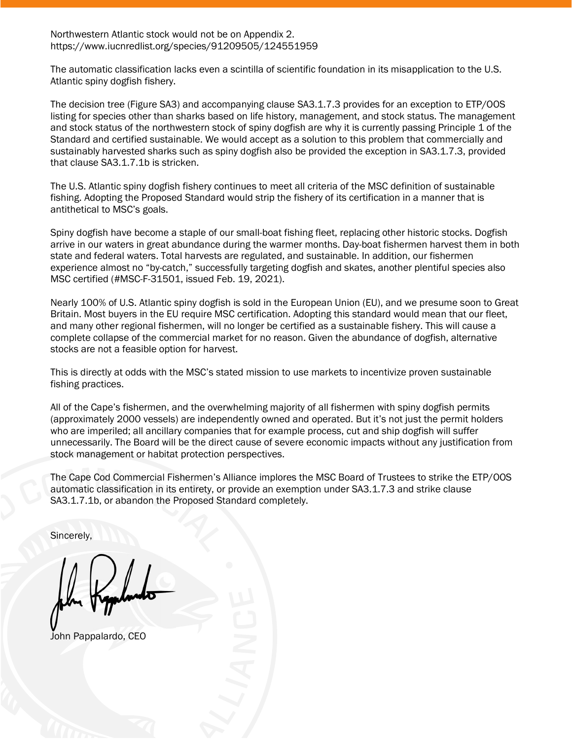Northwestern Atlantic stock would not be on Appendix 2.
https://www.iucnredlist.org/species/91209505/124551959

The automatic classification lacks even a scintilla of scientific foundation in its misapplication to the U.S. Atlantic spiny dogfish fishery.

The decision tree (Figure SA3) and accompanying clause SA3.1.7.3 provides for an exception to ETP/OOS listing for species other than sharks based on life history, management, and stock status. The management and stock status of the northwestern stock of spiny dogfish are why it is currently passing Principle 1 of the Standard and certified sustainable. We would accept as a solution to this problem that commercially and sustainably harvested sharks such as spiny dogfish also be provided the exception in SA3.1.7.3, provided that clause SA3.1.7.1b is stricken.

The U.S. Atlantic spiny dogfish fishery continues to meet all criteria of the MSC definition of sustainable fishing. Adopting the Proposed Standard would strip the fishery of its certification in a manner that is antithetical to MSC's goals.

Spiny dogfish have become a staple of our small-boat fishing fleet, replacing other historic stocks. Dogfish arrive in our waters in great abundance during the warmer months. Day-boat fishermen harvest them in both state and federal waters. Total harvests are regulated, and sustainable. In addition, our fishermen experience almost no "by-catch," successfully targeting dogfish and skates, another plentiful species also MSC certified (#MSC-F-31501, issued Feb. 19, 2021).

Nearly 100% of U.S. Atlantic spiny dogfish is sold in the European Union (EU), and we presume soon to Great Britain. Most buyers in the EU require MSC certification. Adopting this standard would mean that our fleet, and many other regional fishermen, will no longer be certified as a sustainable fishery. This will cause a complete collapse of the commercial market for no reason. Given the abundance of dogfish, alternative stocks are not a feasible option for harvest.

This is directly at odds with the MSC's stated mission to use markets to incentivize proven sustainable fishing practices.

All of the Cape's fishermen, and the overwhelming majority of all fishermen with spiny dogfish permits (approximately 2000 vessels) are independently owned and operated. But it's not just the permit holders who are imperiled; all ancillary companies that for example process, cut and ship dogfish will suffer unnecessarily. The Board will be the direct cause of severe economic impacts without any justification from stock management or habitat protection perspectives.

The Cape Cod Commercial Fishermen's Alliance implores the MSC Board of Trustees to strike the ETP/OOS automatic classification in its entirety, or provide an exemption under SA3.1.7.3 and strike clause SA3.1.7.1b, or abandon the Proposed Standard completely.

Sincerely,

John Pappalardo, CEO